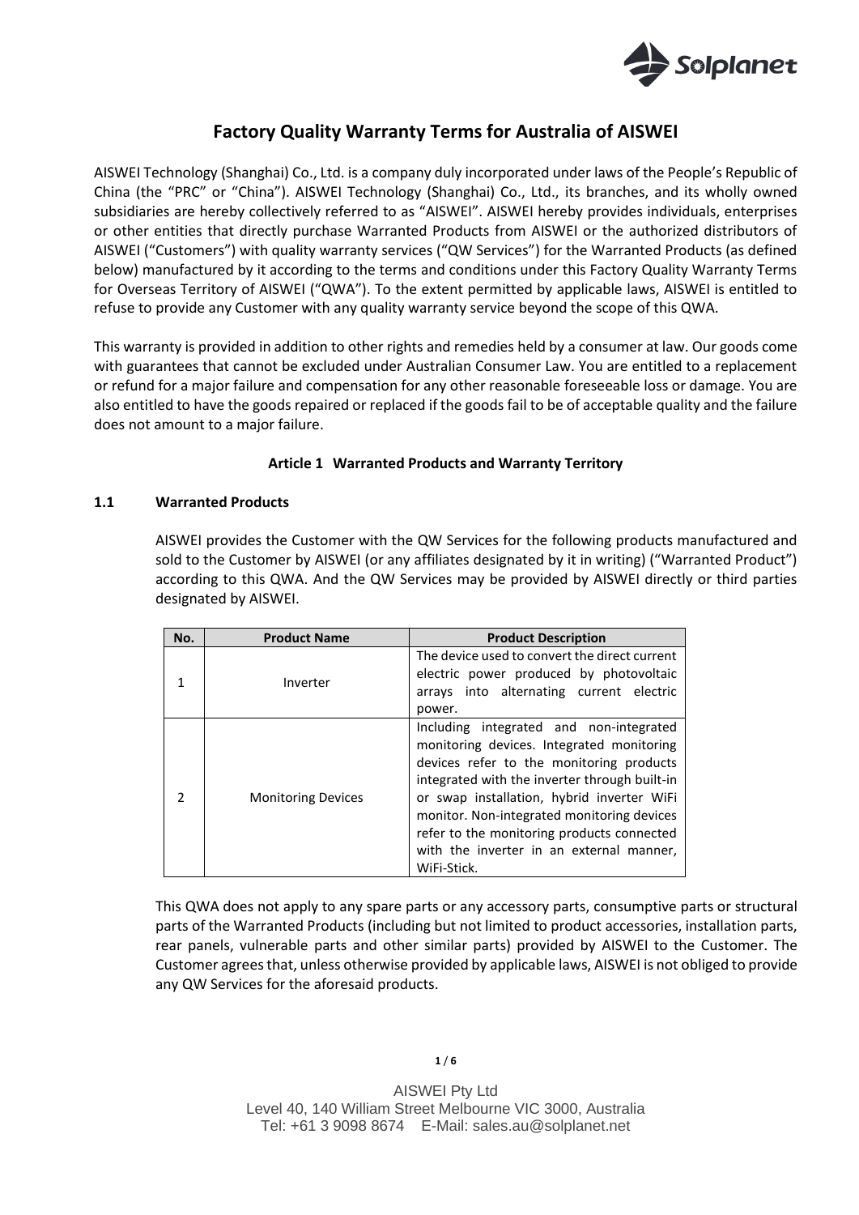# Factory Quality Warranty Terms for Australia of AISWEI

AISWEI Technology (Shanghai) Co., Ltd. is a company duly incorporated under laws of the People's Republic of China (the "PRC" or "China"). AISWEI Technology (Shanghai) Co., Ltd., its branches, and its wholly owned subsidiaries are hereby collectively referred to as "AISWEI". AISWEI hereby provides individuals, enterprises or other entities that directly purchase Warranted Products from AISWEI or the authorized distributors of AISWEI ("Customers") with quality warranty services ("QW Services") for the Warranted Products (as defined below) manufactured by it according to the terms and conditions under this Factory Quality Warranty Terms for Overseas Territory of AISWEI ("QWA"). To the extent permitted by applicable laws, AISWEI is entitled to refuse to provide any Customer with any quality warranty service beyond the scope of this QWA.

This warranty is provided in addition to other rights and remedies held by a consumer at law. Our goods come with guarantees that cannot be excluded under Australian Consumer Law. You are entitled to a replacement or refund for a major failure and compensation for any other reasonable foreseeable loss or damage. You are also entitled to have the goods repaired or replaced if the goods fail to be of acceptable quality and the failure does not amount to a major failure.

## Article 1 Warranted Products and Warranty Territory

### 1.1 Warranted Products

AISWEI provides the Customer with the QW Services for the following products manufactured and sold to the Customer by AISWEI (or any affiliates designated by it in writing) ("Warranted Product") according to this QWA. And the QW Services may be provided by AISWEI directly or third parties designated by AISWEI.

| No. | Product Name | Product Description |
|---|---|---|
| 1 | Inverter | The device used to convert the direct current electric power produced by photovoltaic arrays into alternating current electric power. |
| 2 | Monitoring Devices | Including integrated and non-integrated monitoring devices. Integrated monitoring devices refer to the monitoring products integrated with the inverter through built-in or swap installation, hybrid inverter WiFi monitor. Non-integrated monitoring devices refer to the monitoring products connected with the inverter in an external manner, WiFi-Stick. |

This QWA does not apply to any spare parts or any accessory parts, consumptive parts or structural parts of the Warranted Products (including but not limited to product accessories, installation parts, rear panels, vulnerable parts and other similar parts) provided by AISWEI to the Customer. The Customer agrees that, unless otherwise provided by applicable laws, AISWEI is not obliged to provide any QW Services for the aforesaid products.

AISWEI Pty Ltd
Level 40, 140 William Street Melbourne VIC 3000, Australia
Tel: +61 3 9098 8674 E-Mail: sales.au@solplanet.net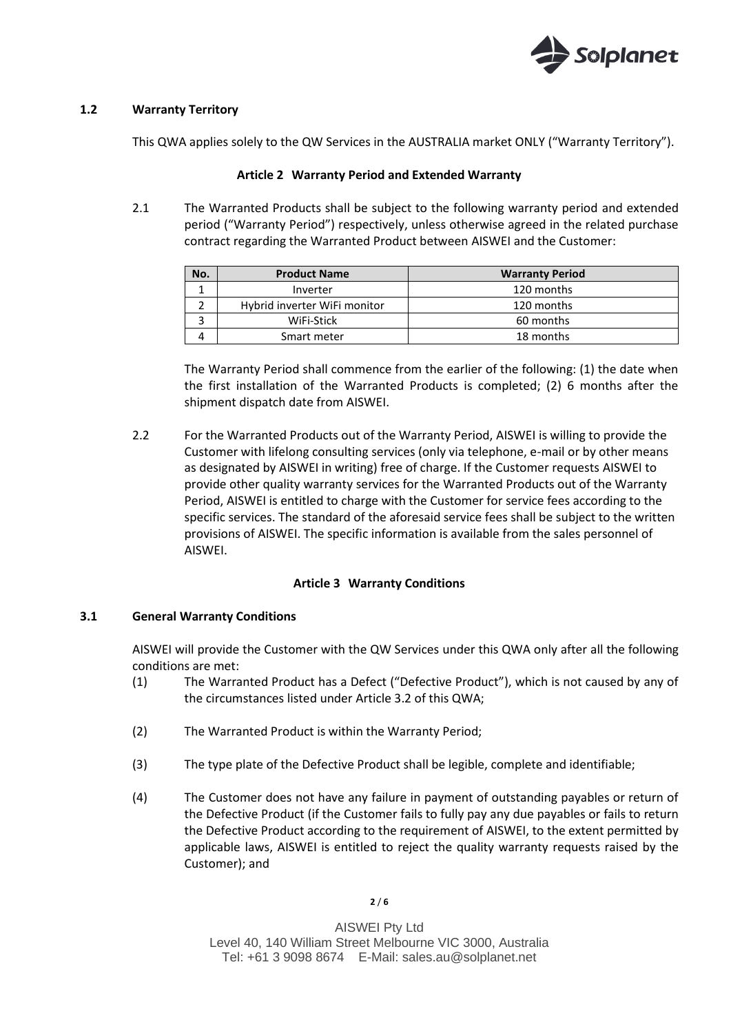### 1.2 Warranty Territory

This QWA applies solely to the QW Services in the AUSTRALIA market ONLY ("Warranty Territory").

## Article 2 Warranty Period and Extended Warranty

2.1 The Warranted Products shall be subject to the following warranty period and extended period ("Warranty Period") respectively, unless otherwise agreed in the related purchase contract regarding the Warranted Product between AISWEI and the Customer:

| No. | Product Name | Warranty Period |
|---|---|---|
| 1 | Inverter | 120 months |
| 2 | Hybrid inverter WiFi monitor | 120 months |
| 3 | WiFi-Stick | 60 months |
| 4 | Smart meter | 18 months |

The Warranty Period shall commence from the earlier of the following: (1) the date when the first installation of the Warranted Products is completed; (2) 6 months after the shipment dispatch date from AISWEI.

2.2 For the Warranted Products out of the Warranty Period, AISWEI is willing to provide the Customer with lifelong consulting services (only via telephone, e-mail or by other means as designated by AISWEI in writing) free of charge. If the Customer requests AISWEI to provide other quality warranty services for the Warranted Products out of the Warranty Period, AISWEI is entitled to charge with the Customer for service fees according to the specific services. The standard of the aforesaid service fees shall be subject to the written provisions of AISWEI. The specific information is available from the sales personnel of AISWEI.

## Article 3 Warranty Conditions

### 3.1 General Warranty Conditions

AISWEI will provide the Customer with the QW Services under this QWA only after all the following conditions are met:

(1) The Warranted Product has a Defect ("Defective Product"), which is not caused by any of the circumstances listed under Article 3.2 of this QWA;

(2) The Warranted Product is within the Warranty Period;

(3) The type plate of the Defective Product shall be legible, complete and identifiable;

(4) The Customer does not have any failure in payment of outstanding payables or return of the Defective Product (if the Customer fails to fully pay any due payables or fails to return the Defective Product according to the requirement of AISWEI, to the extent permitted by applicable laws, AISWEI is entitled to reject the quality warranty requests raised by the Customer); and

AISWEI Pty Ltd
Level 40, 140 William Street Melbourne VIC 3000, Australia
Tel: +61 3 9098 8674 E-Mail: sales.au@solplanet.net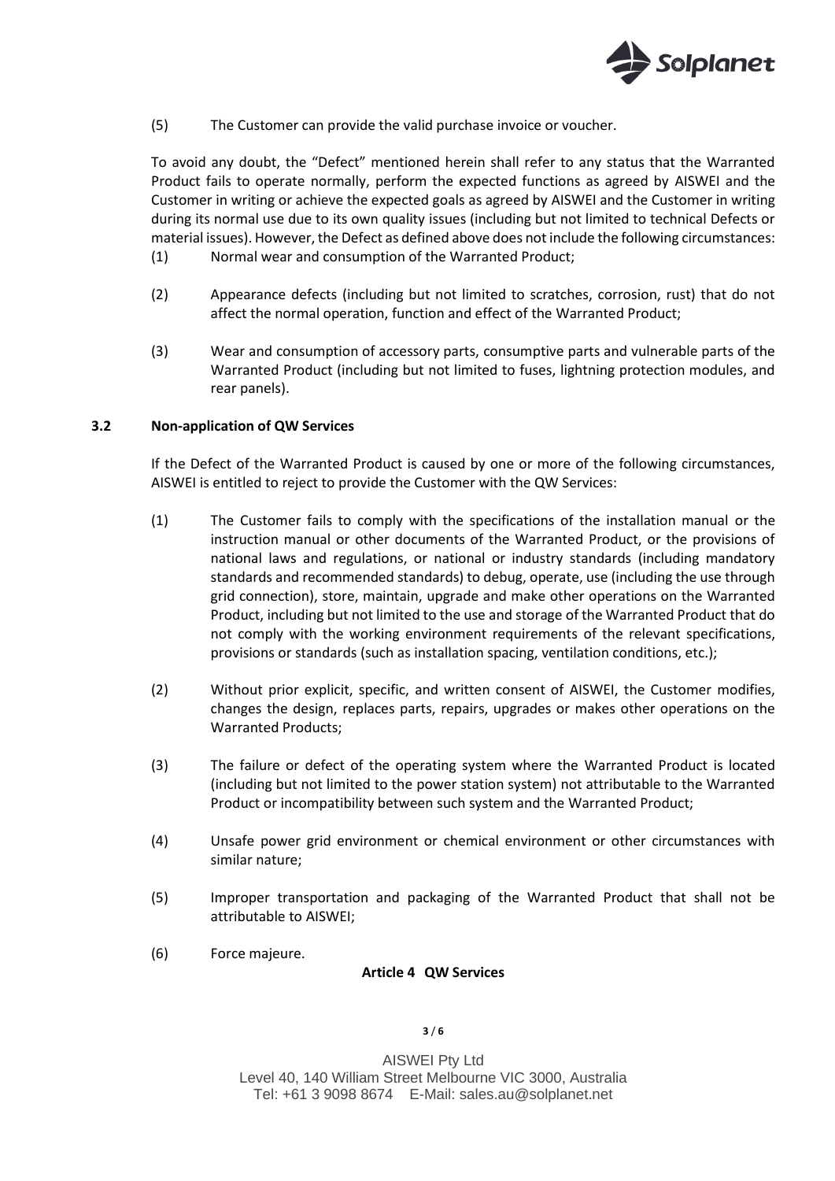(5) The Customer can provide the valid purchase invoice or voucher.

To avoid any doubt, the "Defect" mentioned herein shall refer to any status that the Warranted Product fails to operate normally, perform the expected functions as agreed by AISWEI and the Customer in writing or achieve the expected goals as agreed by AISWEI and the Customer in writing during its normal use due to its own quality issues (including but not limited to technical Defects or material issues). However, the Defect as defined above does not include the following circumstances:

(1) Normal wear and consumption of the Warranted Product;

(2) Appearance defects (including but not limited to scratches, corrosion, rust) that do not affect the normal operation, function and effect of the Warranted Product;

(3) Wear and consumption of accessory parts, consumptive parts and vulnerable parts of the Warranted Product (including but not limited to fuses, lightning protection modules, and rear panels).

### 3.2 Non-application of QW Services

If the Defect of the Warranted Product is caused by one or more of the following circumstances, AISWEI is entitled to reject to provide the Customer with the QW Services:

(1) The Customer fails to comply with the specifications of the installation manual or the instruction manual or other documents of the Warranted Product, or the provisions of national laws and regulations, or national or industry standards (including mandatory standards and recommended standards) to debug, operate, use (including the use through grid connection), store, maintain, upgrade and make other operations on the Warranted Product, including but not limited to the use and storage of the Warranted Product that do not comply with the working environment requirements of the relevant specifications, provisions or standards (such as installation spacing, ventilation conditions, etc.);

(2) Without prior explicit, specific, and written consent of AISWEI, the Customer modifies, changes the design, replaces parts, repairs, upgrades or makes other operations on the Warranted Products;

(3) The failure or defect of the operating system where the Warranted Product is located (including but not limited to the power station system) not attributable to the Warranted Product or incompatibility between such system and the Warranted Product;

(4) Unsafe power grid environment or chemical environment or other circumstances with similar nature;

(5) Improper transportation and packaging of the Warranted Product that shall not be attributable to AISWEI;

(6) Force majeure.

## Article 4 QW Services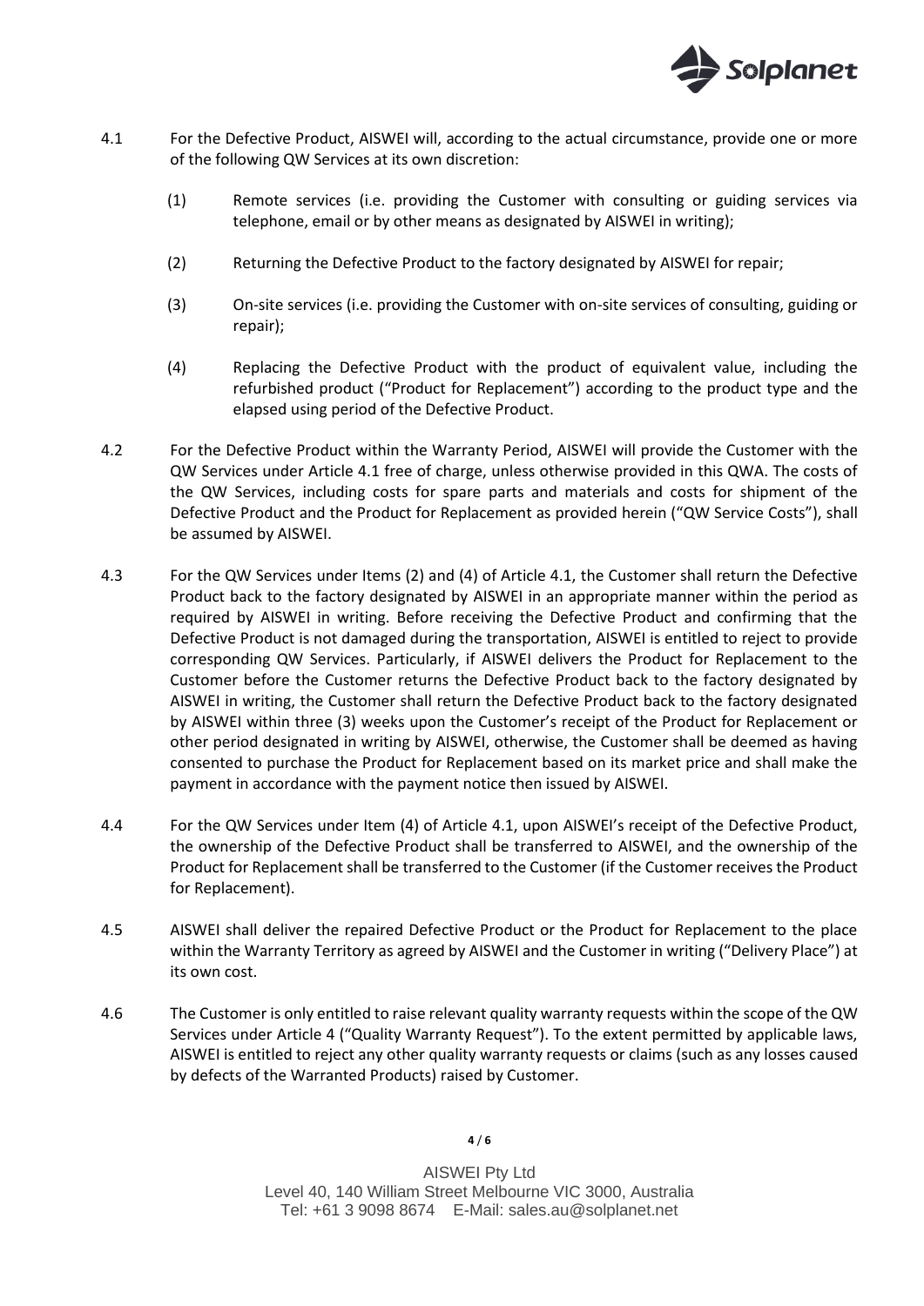4.1 For the Defective Product, AISWEI will, according to the actual circumstance, provide one or more of the following QW Services at its own discretion:

  (1) Remote services (i.e. providing the Customer with consulting or guiding services via telephone, email or by other means as designated by AISWEI in writing);

  (2) Returning the Defective Product to the factory designated by AISWEI for repair;

  (3) On-site services (i.e. providing the Customer with on-site services of consulting, guiding or repair);

  (4) Replacing the Defective Product with the product of equivalent value, including the refurbished product ("Product for Replacement") according to the product type and the elapsed using period of the Defective Product.

4.2 For the Defective Product within the Warranty Period, AISWEI will provide the Customer with the QW Services under Article 4.1 free of charge, unless otherwise provided in this QWA. The costs of the QW Services, including costs for spare parts and materials and costs for shipment of the Defective Product and the Product for Replacement as provided herein ("QW Service Costs"), shall be assumed by AISWEI.

4.3 For the QW Services under Items (2) and (4) of Article 4.1, the Customer shall return the Defective Product back to the factory designated by AISWEI in an appropriate manner within the period as required by AISWEI in writing. Before receiving the Defective Product and confirming that the Defective Product is not damaged during the transportation, AISWEI is entitled to reject to provide corresponding QW Services. Particularly, if AISWEI delivers the Product for Replacement to the Customer before the Customer returns the Defective Product back to the factory designated by AISWEI in writing, the Customer shall return the Defective Product back to the factory designated by AISWEI within three (3) weeks upon the Customer's receipt of the Product for Replacement or other period designated in writing by AISWEI, otherwise, the Customer shall be deemed as having consented to purchase the Product for Replacement based on its market price and shall make the payment in accordance with the payment notice then issued by AISWEI.

4.4 For the QW Services under Item (4) of Article 4.1, upon AISWEI's receipt of the Defective Product, the ownership of the Defective Product shall be transferred to AISWEI, and the ownership of the Product for Replacement shall be transferred to the Customer (if the Customer receives the Product for Replacement).

4.5 AISWEI shall deliver the repaired Defective Product or the Product for Replacement to the place within the Warranty Territory as agreed by AISWEI and the Customer in writing ("Delivery Place") at its own cost.

4.6 The Customer is only entitled to raise relevant quality warranty requests within the scope of the QW Services under Article 4 ("Quality Warranty Request"). To the extent permitted by applicable laws, AISWEI is entitled to reject any other quality warranty requests or claims (such as any losses caused by defects of the Warranted Products) raised by Customer.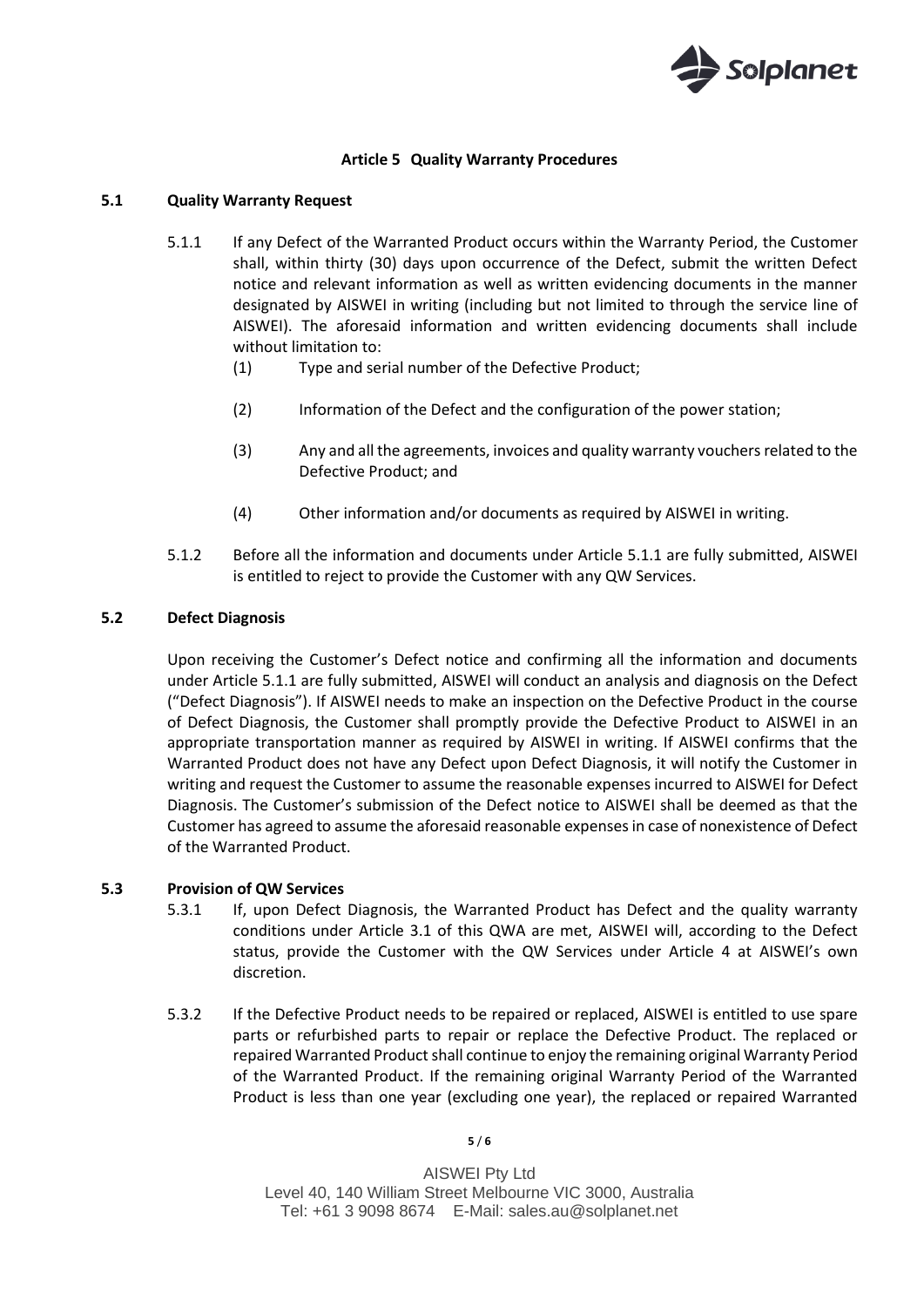## Article 5 Quality Warranty Procedures

### 5.1 Quality Warranty Request

5.1.1 If any Defect of the Warranted Product occurs within the Warranty Period, the Customer shall, within thirty (30) days upon occurrence of the Defect, submit the written Defect notice and relevant information as well as written evidencing documents in the manner designated by AISWEI in writing (including but not limited to through the service line of AISWEI). The aforesaid information and written evidencing documents shall include without limitation to:

(1) Type and serial number of the Defective Product;

(2) Information of the Defect and the configuration of the power station;

(3) Any and all the agreements, invoices and quality warranty vouchers related to the Defective Product; and

(4) Other information and/or documents as required by AISWEI in writing.

5.1.2 Before all the information and documents under Article 5.1.1 are fully submitted, AISWEI is entitled to reject to provide the Customer with any QW Services.

### 5.2 Defect Diagnosis

Upon receiving the Customer's Defect notice and confirming all the information and documents under Article 5.1.1 are fully submitted, AISWEI will conduct an analysis and diagnosis on the Defect ("Defect Diagnosis"). If AISWEI needs to make an inspection on the Defective Product in the course of Defect Diagnosis, the Customer shall promptly provide the Defective Product to AISWEI in an appropriate transportation manner as required by AISWEI in writing. If AISWEI confirms that the Warranted Product does not have any Defect upon Defect Diagnosis, it will notify the Customer in writing and request the Customer to assume the reasonable expenses incurred to AISWEI for Defect Diagnosis. The Customer's submission of the Defect notice to AISWEI shall be deemed as that the Customer has agreed to assume the aforesaid reasonable expenses in case of nonexistence of Defect of the Warranted Product.

### 5.3 Provision of QW Services

5.3.1 If, upon Defect Diagnosis, the Warranted Product has Defect and the quality warranty conditions under Article 3.1 of this QWA are met, AISWEI will, according to the Defect status, provide the Customer with the QW Services under Article 4 at AISWEI's own discretion.

5.3.2 If the Defective Product needs to be repaired or replaced, AISWEI is entitled to use spare parts or refurbished parts to repair or replace the Defective Product. The replaced or repaired Warranted Product shall continue to enjoy the remaining original Warranty Period of the Warranted Product. If the remaining original Warranty Period of the Warranted Product is less than one year (excluding one year), the replaced or repaired Warranted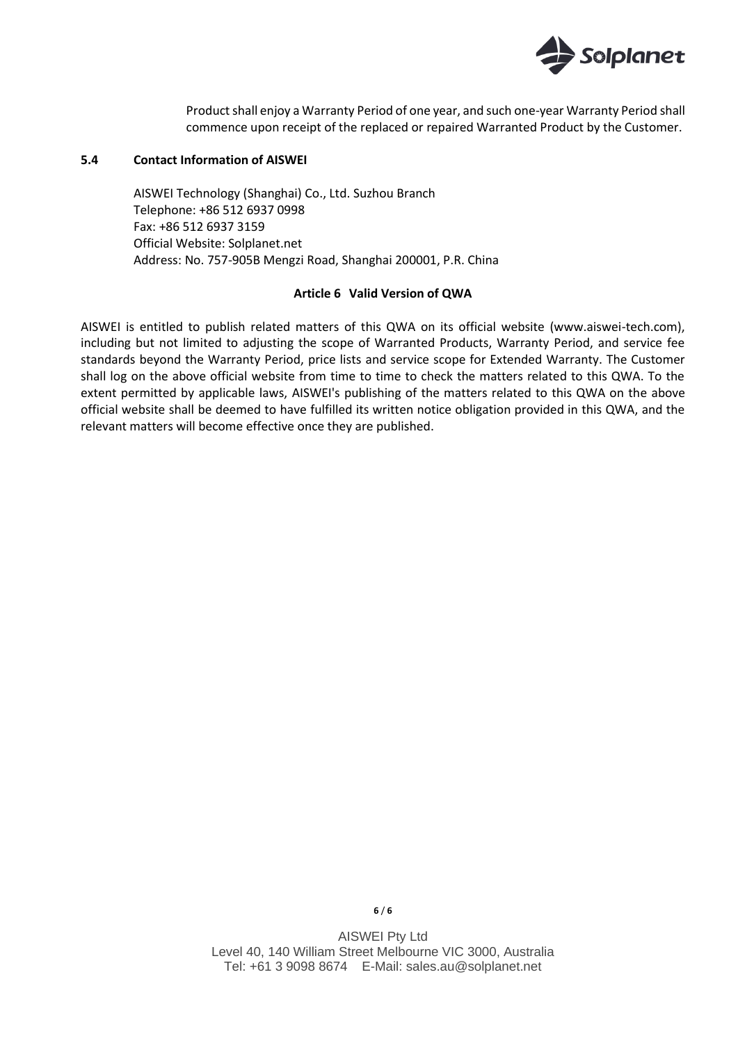Product shall enjoy a Warranty Period of one year, and such one-year Warranty Period shall commence upon receipt of the replaced or repaired Warranted Product by the Customer.

### 5.4 Contact Information of AISWEI

AISWEI Technology (Shanghai) Co., Ltd. Suzhou Branch
Telephone: +86 512 6937 0998
Fax: +86 512 6937 3159
Official Website: Solplanet.net
Address: No. 757-905B Mengzi Road, Shanghai 200001, P.R. China

## Article 6 Valid Version of QWA

AISWEI is entitled to publish related matters of this QWA on its official website (www.aiswei-tech.com), including but not limited to adjusting the scope of Warranted Products, Warranty Period, and service fee standards beyond the Warranty Period, price lists and service scope for Extended Warranty. The Customer shall log on the above official website from time to time to check the matters related to this QWA. To the extent permitted by applicable laws, AISWEI's publishing of the matters related to this QWA on the above official website shall be deemed to have fulfilled its written notice obligation provided in this QWA, and the relevant matters will become effective once they are published.